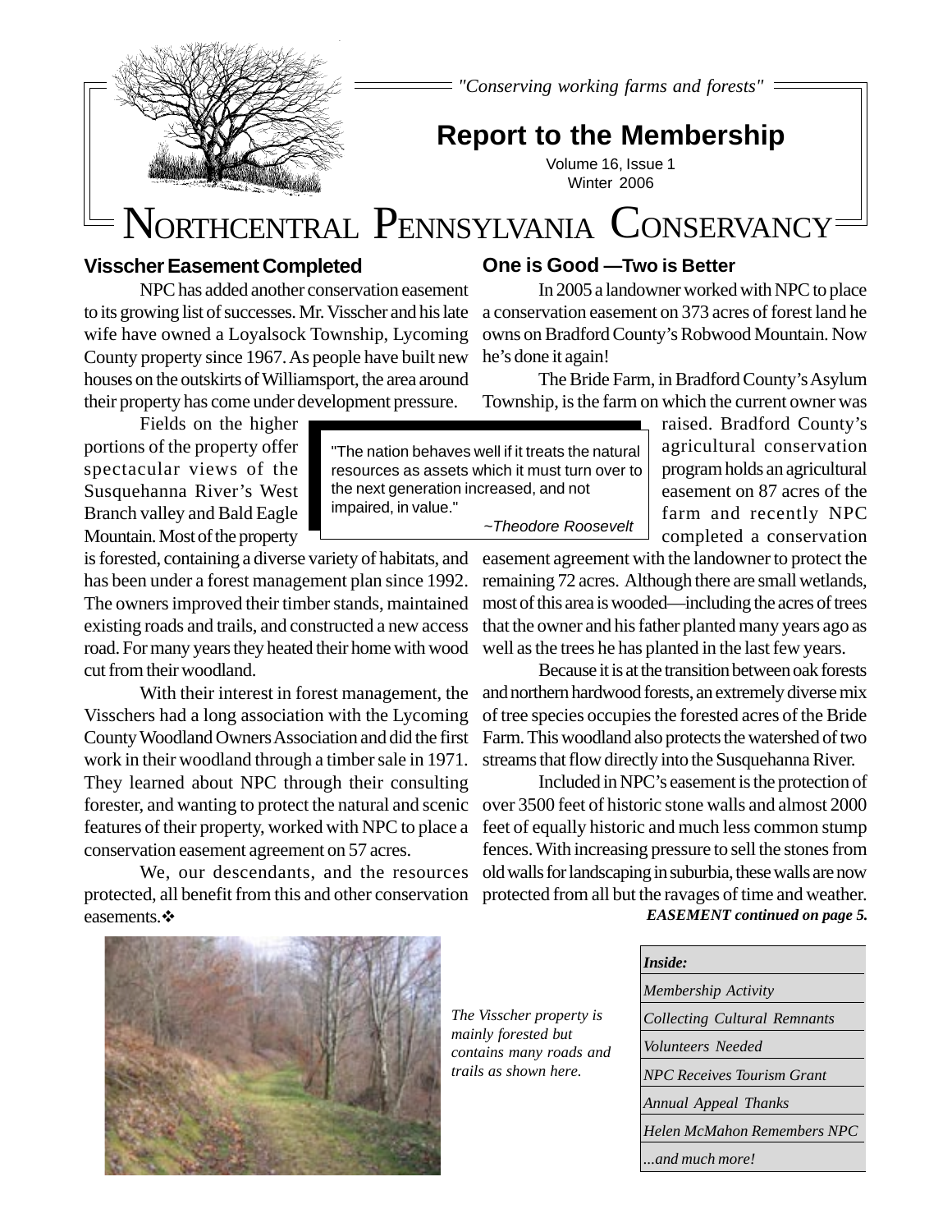*"Conserving working farms and forests"*

# Report to the Membership

Volume 16, Issue 1
Winter 2006

# NORTHCENTRAL PENNSYLVANIA CONSERVANCY

## Visscher Easement Completed

NPC has added another conservation easement to its growing list of successes. Mr. Visscher and his late wife have owned a Loyalsock Township, Lycoming County property since 1967. As people have built new houses on the outskirts of Williamsport, the area around their property has come under development pressure.

Fields on the higher portions of the property offer spectacular views of the Susquehanna River's West Branch valley and Bald Eagle Mountain. Most of the property is forested, containing a diverse variety of habitats, and has been under a forest management plan since 1992. The owners improved their timber stands, maintained existing roads and trails, and constructed a new access road. For many years they heated their home with wood cut from their woodland.

With their interest in forest management, the Visschers had a long association with the Lycoming County Woodland Owners Association and did the first work in their woodland through a timber sale in 1971. They learned about NPC through their consulting forester, and wanting to protect the natural and scenic features of their property, worked with NPC to place a conservation easement agreement on 57 acres.

We, our descendants, and the resources protected, all benefit from this and other conservation easements.❖

> "The nation behaves well if it treats the natural resources as assets which it must turn over to the next generation increased, and not impaired, in value."
>
> *~Theodore Roosevelt*

## One is Good —Two is Better

In 2005 a landowner worked with NPC to place a conservation easement on 373 acres of forest land he owns on Bradford County's Robwood Mountain. Now he's done it again!

The Bride Farm, in Bradford County's Asylum Township, is the farm on which the current owner was raised. Bradford County's agricultural conservation program holds an agricultural easement on 87 acres of the farm and recently NPC completed a conservation easement agreement with the landowner to protect the remaining 72 acres. Although there are small wetlands, most of this area is wooded—including the acres of trees that the owner and his father planted many years ago as well as the trees he has planted in the last few years.

Because it is at the transition between oak forests and northern hardwood forests, an extremely diverse mix of tree species occupies the forested acres of the Bride Farm. This woodland also protects the watershed of two streams that flow directly into the Susquehanna River.

Included in NPC's easement is the protection of over 3500 feet of historic stone walls and almost 2000 feet of equally historic and much less common stump fences. With increasing pressure to sell the stones from old walls for landscaping in suburbia, these walls are now protected from all but the ravages of time and weather.

***EASEMENT continued on page 5.***

*The Visscher property is mainly forested but contains many roads and trails as shown here.*

| *Inside:* |
| --- |
| *Membership Activity* |
| *Collecting Cultural Remnants* |
| *Volunteers Needed* |
| *NPC Receives Tourism Grant* |
| *Annual Appeal Thanks* |
| *Helen McMahon Remembers NPC* |
| *...and much more!* |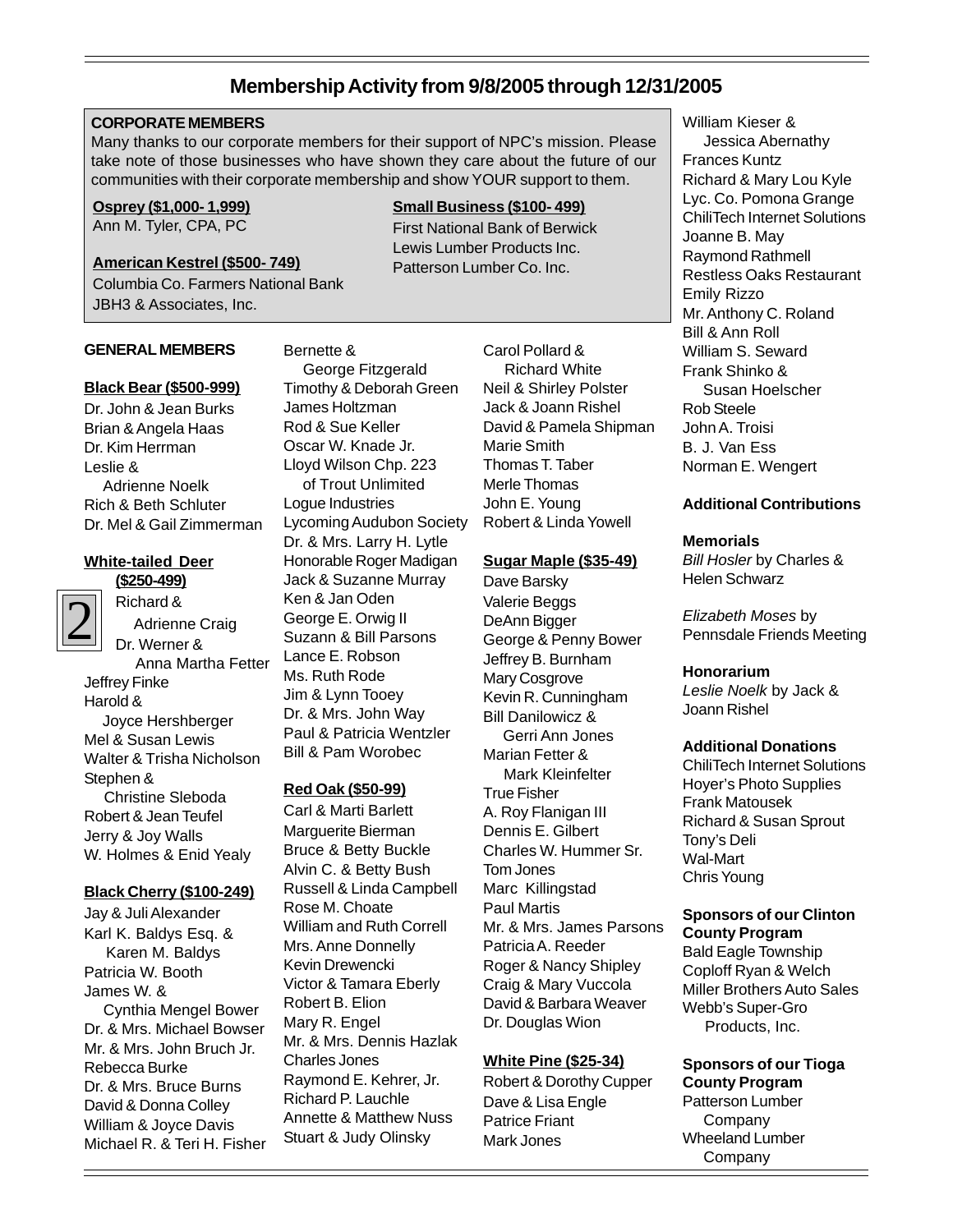## Membership Activity from 9/8/2005 through 12/31/2005

### CORPORATE MEMBERS

Many thanks to our corporate members for their support of NPC's mission. Please take note of those businesses who have shown they care about the future of our communities with their corporate membership and show YOUR support to them.

**Osprey ($1,000- 1,999)**
Ann M. Tyler, CPA, PC

**American Kestrel ($500- 749)**
Columbia Co. Farmers National Bank
JBH3 & Associates, Inc.

**Small Business ($100- 499)**
First National Bank of Berwick
Lewis Lumber Products Inc.
Patterson Lumber Co. Inc.

### GENERAL MEMBERS

**Black Bear ($500-999)**
Dr. John & Jean Burks
Brian & Angela Haas
Dr. Kim Herrman
Leslie & Adrienne Noelk
Rich & Beth Schluter
Dr. Mel & Gail Zimmerman

**White-tailed Deer ($250-499)**
Richard & Adrienne Craig
Dr. Werner & Anna Martha Fetter
Jeffrey Finke
Harold & Joyce Hershberger
Mel & Susan Lewis
Walter & Trisha Nicholson
Stephen & Christine Sleboda
Robert & Jean Teufel
Jerry & Joy Walls
W. Holmes & Enid Yealy

**Black Cherry ($100-249)**
Jay & Juli Alexander
Karl K. Baldys Esq. & Karen M. Baldys
Patricia W. Booth
James W. & Cynthia Mengel Bower
Dr. & Mrs. Michael Bowser
Mr. & Mrs. John Bruch Jr.
Rebecca Burke
Dr. & Mrs. Bruce Burns
David & Donna Colley
William & Joyce Davis
Michael R. & Teri H. Fisher
Bernette & George Fitzgerald
Timothy & Deborah Green
James Holtzman
Rod & Sue Keller
Oscar W. Knade Jr.
Lloyd Wilson Chp. 223 of Trout Unlimited
Logue Industries
Lycoming Audubon Society
Dr. & Mrs. Larry H. Lytle
Honorable Roger Madigan
Jack & Suzanne Murray
Ken & Jan Oden
George E. Orwig II
Suzann & Bill Parsons
Lance E. Robson
Ms. Ruth Rode
Jim & Lynn Tooey
Dr. & Mrs. John Way
Paul & Patricia Wentzler
Bill & Pam Worobec

**Red Oak ($50-99)**
Carl & Marti Barlett
Marguerite Bierman
Bruce & Betty Buckle
Alvin C. & Betty Bush
Russell & Linda Campbell
Rose M. Choate
William and Ruth Correll
Mrs. Anne Donnelly
Kevin Drewencki
Victor & Tamara Eberly
Robert B. Elion
Mary R. Engel
Mr. & Mrs. Dennis Hazlak
Charles Jones
Raymond E. Kehrer, Jr.
Richard P. Lauchle
Annette & Matthew Nuss
Stuart & Judy Olinsky
Carol Pollard & Richard White
Neil & Shirley Polster
Jack & Joann Rishel
David & Pamela Shipman
Marie Smith
Thomas T. Taber
Merle Thomas
John E. Young
Robert & Linda Yowell

**Sugar Maple ($35-49)**
Dave Barsky
Valerie Beggs
DeAnn Bigger
George & Penny Bower
Jeffrey B. Burnham
Mary Cosgrove
Kevin R. Cunningham
Bill Danilowicz & Gerri Ann Jones
Marian Fetter & Mark Kleinfelter
True Fisher
A. Roy Flanigan III
Dennis E. Gilbert
Charles W. Hummer Sr.
Tom Jones
Marc Killingstad
Paul Martis
Mr. & Mrs. James Parsons
Patricia A. Reeder
Roger & Nancy Shipley
Craig & Mary Vuccola
David & Barbara Weaver
Dr. Douglas Wion

**White Pine ($25-34)**
Robert & Dorothy Cupper
Dave & Lisa Engle
Patrice Friant
Mark Jones
William Kieser & Jessica Abernathy
Frances Kuntz
Richard & Mary Lou Kyle
Lyc. Co. Pomona Grange
ChiliTech Internet Solutions
Joanne B. May
Raymond Rathmell
Restless Oaks Restaurant
Emily Rizzo
Mr. Anthony C. Roland
Bill & Ann Roll
William S. Seward
Frank Shinko & Susan Hoelscher
Rob Steele
John A. Troisi
B. J. Van Ess
Norman E. Wengert

### Additional Contributions

**Memorials**
*Bill Hosler* by Charles & Helen Schwarz

*Elizabeth Moses* by Pennsdale Friends Meeting

**Honorarium**
*Leslie Noelk* by Jack & Joann Rishel

**Additional Donations**
ChiliTech Internet Solutions
Hoyer's Photo Supplies
Frank Matousek
Richard & Susan Sprout
Tony's Deli
Wal-Mart
Chris Young

**Sponsors of our Clinton County Program**
Bald Eagle Township
Coploff Ryan & Welch
Miller Brothers Auto Sales
Webb's Super-Gro Products, Inc.

**Sponsors of our Tioga County Program**
Patterson Lumber Company
Wheeland Lumber Company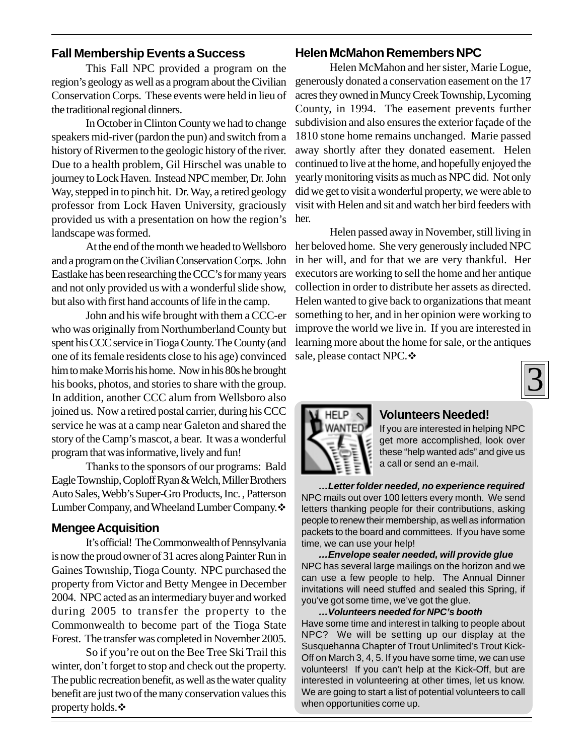## Fall Membership Events a Success

This Fall NPC provided a program on the region's geology as well as a program about the Civilian Conservation Corps. These events were held in lieu of the traditional regional dinners.

In October in Clinton County we had to change speakers mid-river (pardon the pun) and switch from a history of Rivermen to the geologic history of the river. Due to a health problem, Gil Hirschel was unable to journey to Lock Haven. Instead NPC member, Dr. John Way, stepped in to pinch hit. Dr. Way, a retired geology professor from Lock Haven University, graciously provided us with a presentation on how the region's landscape was formed.

At the end of the month we headed to Wellsboro and a program on the Civilian Conservation Corps. John Eastlake has been researching the CCC's for many years and not only provided us with a wonderful slide show, but also with first hand accounts of life in the camp.

John and his wife brought with them a CCC-er who was originally from Northumberland County but spent his CCC service in Tioga County. The County (and one of its female residents close to his age) convinced him to make Morris his home. Now in his 80s he brought his books, photos, and stories to share with the group. In addition, another CCC alum from Wellsboro also joined us. Now a retired postal carrier, during his CCC service he was at a camp near Galeton and shared the story of the Camp's mascot, a bear. It was a wonderful program that was informative, lively and fun!

Thanks to the sponsors of our programs: Bald Eagle Township, Coploff Ryan & Welch, Miller Brothers Auto Sales, Webb's Super-Gro Products, Inc. , Patterson Lumber Company, and Wheeland Lumber Company.❖

## Mengee Acquisition

It's official! The Commonwealth of Pennsylvania is now the proud owner of 31 acres along Painter Run in Gaines Township, Tioga County. NPC purchased the property from Victor and Betty Mengee in December 2004. NPC acted as an intermediary buyer and worked during 2005 to transfer the property to the Commonwealth to become part of the Tioga State Forest. The transfer was completed in November 2005.

So if you're out on the Bee Tree Ski Trail this winter, don't forget to stop and check out the property. The public recreation benefit, as well as the water quality benefit are just two of the many conservation values this property holds.❖

## Helen McMahon Remembers NPC

Helen McMahon and her sister, Marie Logue, generously donated a conservation easement on the 17 acres they owned in Muncy Creek Township, Lycoming County, in 1994. The easement prevents further subdivision and also ensures the exterior façade of the 1810 stone home remains unchanged. Marie passed away shortly after they donated easement. Helen continued to live at the home, and hopefully enjoyed the yearly monitoring visits as much as NPC did. Not only did we get to visit a wonderful property, we were able to visit with Helen and sit and watch her bird feeders with her.

Helen passed away in November, still living in her beloved home. She very generously included NPC in her will, and for that we are very thankful. Her executors are working to sell the home and her antique collection in order to distribute her assets as directed. Helen wanted to give back to organizations that meant something to her, and in her opinion were working to improve the world we live in. If you are interested in learning more about the home for sale, or the antiques sale, please contact NPC.❖

### Volunteers Needed!

If you are interested in helping NPC get more accomplished, look over these "help wanted ads" and give us a call or send an e-mail.

***…Letter folder needed, no experience required***
NPC mails out over 100 letters every month. We send letters thanking people for their contributions, asking people to renew their membership, as well as information packets to the board and committees. If you have some time, we can use your help!

***…Envelope sealer needed, will provide glue***
NPC has several large mailings on the horizon and we can use a few people to help. The Annual Dinner invitations will need stuffed and sealed this Spring, if you've got some time, we've got the glue.

***…Volunteers needed for NPC's booth***
Have some time and interest in talking to people about NPC? We will be setting up our display at the Susquehanna Chapter of Trout Unlimited's Trout Kick-Off on March 3, 4, 5. If you have some time, we can use volunteers! If you can't help at the Kick-Off, but are interested in volunteering at other times, let us know. We are going to start a list of potential volunteers to call when opportunities come up.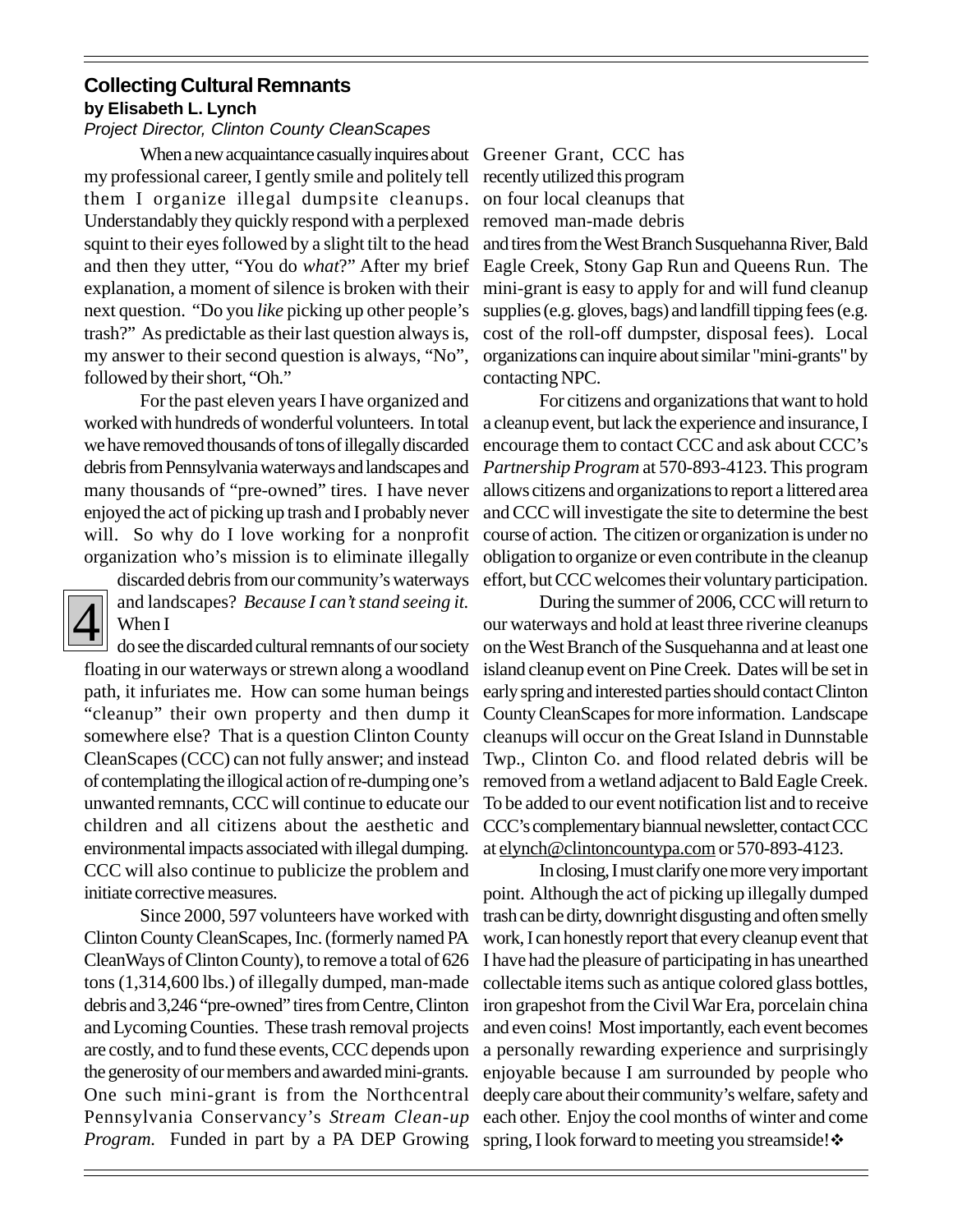## Collecting Cultural Remnants

**by Elisabeth L. Lynch**

*Project Director, Clinton County CleanScapes*

When a new acquaintance casually inquires about my professional career, I gently smile and politely tell them I organize illegal dumpsite cleanups. Understandably they quickly respond with a perplexed squint to their eyes followed by a slight tilt to the head and then they utter, "You do *what*?" After my brief explanation, a moment of silence is broken with their next question. "Do you *like* picking up other people's trash?" As predictable as their last question always is, my answer to their second question is always, "No", followed by their short, "Oh."

For the past eleven years I have organized and worked with hundreds of wonderful volunteers. In total we have removed thousands of tons of illegally discarded debris from Pennsylvania waterways and landscapes and many thousands of "pre-owned" tires. I have never enjoyed the act of picking up trash and I probably never will. So why do I love working for a nonprofit organization who's mission is to eliminate illegally discarded debris from our community's waterways and landscapes? *Because I can't stand seeing it.* When I do see the discarded cultural remnants of our society floating in our waterways or strewn along a woodland path, it infuriates me. How can some human beings "cleanup" their own property and then dump it somewhere else? That is a question Clinton County CleanScapes (CCC) can not fully answer; and instead of contemplating the illogical action of re-dumping one's unwanted remnants, CCC will continue to educate our children and all citizens about the aesthetic and environmental impacts associated with illegal dumping. CCC will also continue to publicize the problem and initiate corrective measures.

Since 2000, 597 volunteers have worked with Clinton County CleanScapes, Inc. (formerly named PA CleanWays of Clinton County), to remove a total of 626 tons (1,314,600 lbs.) of illegally dumped, man-made debris and 3,246 "pre-owned" tires from Centre, Clinton and Lycoming Counties. These trash removal projects are costly, and to fund these events, CCC depends upon the generosity of our members and awarded mini-grants. One such mini-grant is from the Northcentral Pennsylvania Conservancy's *Stream Clean-up Program.* Funded in part by a PA DEP Growing Greener Grant, CCC has recently utilized this program on four local cleanups that removed man-made debris and tires from the West Branch Susquehanna River, Bald Eagle Creek, Stony Gap Run and Queens Run. The mini-grant is easy to apply for and will fund cleanup supplies (e.g. gloves, bags) and landfill tipping fees (e.g. cost of the roll-off dumpster, disposal fees). Local organizations can inquire about similar "mini-grants" by contacting NPC.

For citizens and organizations that want to hold a cleanup event, but lack the experience and insurance, I encourage them to contact CCC and ask about CCC's *Partnership Program* at 570-893-4123. This program allows citizens and organizations to report a littered area and CCC will investigate the site to determine the best course of action. The citizen or organization is under no obligation to organize or even contribute in the cleanup effort, but CCC welcomes their voluntary participation.

During the summer of 2006, CCC will return to our waterways and hold at least three riverine cleanups on the West Branch of the Susquehanna and at least one island cleanup event on Pine Creek. Dates will be set in early spring and interested parties should contact Clinton County CleanScapes for more information. Landscape cleanups will occur on the Great Island in Dunnstable Twp., Clinton Co. and flood related debris will be removed from a wetland adjacent to Bald Eagle Creek. To be added to our event notification list and to receive CCC's complementary biannual newsletter, contact CCC at elynch@clintoncountypa.com or 570-893-4123.

In closing, I must clarify one more very important point. Although the act of picking up illegally dumped trash can be dirty, downright disgusting and often smelly work, I can honestly report that every cleanup event that I have had the pleasure of participating in has unearthed collectable items such as antique colored glass bottles, iron grapeshot from the Civil War Era, porcelain china and even coins! Most importantly, each event becomes a personally rewarding experience and surprisingly enjoyable because I am surrounded by people who deeply care about their community's welfare, safety and each other. Enjoy the cool months of winter and come spring, I look forward to meeting you streamside!❖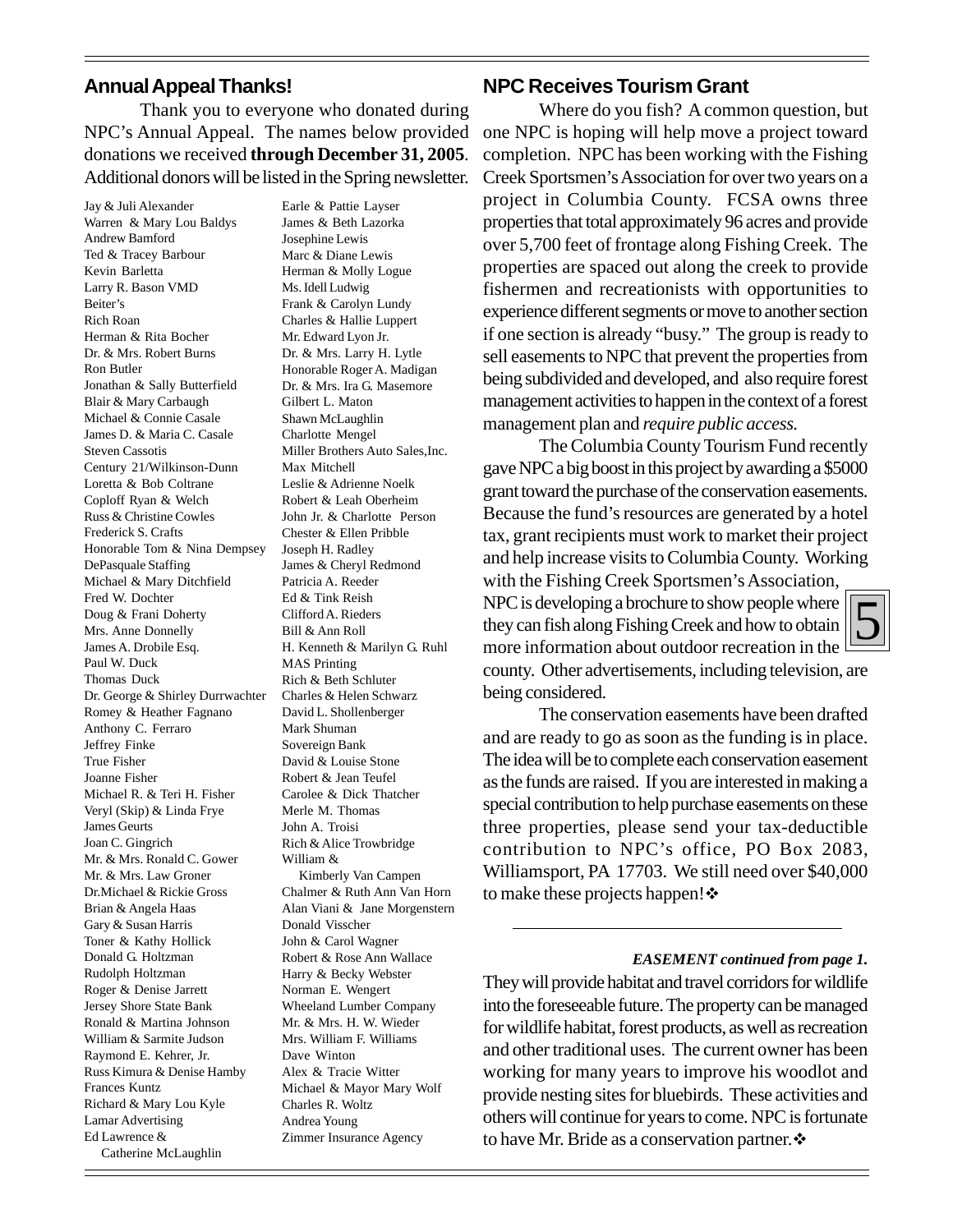## Annual Appeal Thanks!

Thank you to everyone who donated during NPC's Annual Appeal. The names below provided donations we received **through December 31, 2005**. Additional donors will be listed in the Spring newsletter.

Jay & Juli Alexander
Warren & Mary Lou Baldys
Andrew Bamford
Ted & Tracey Barbour
Kevin Barletta
Larry R. Bason VMD
Beiter's
Rich Roan
Herman & Rita Bocher
Dr. & Mrs. Robert Burns
Ron Butler
Jonathan & Sally Butterfield
Blair & Mary Carbaugh
Michael & Connie Casale
James D. & Maria C. Casale
Steven Cassotis
Century 21/Wilkinson-Dunn
Loretta & Bob Coltrane
Coploff Ryan & Welch
Russ & Christine Cowles
Frederick S. Crafts
Honorable Tom & Nina Dempsey
DePasquale Staffing
Michael & Mary Ditchfield
Fred W. Dochter
Doug & Frani Doherty
Mrs. Anne Donnelly
James A. Drobile Esq.
Paul W. Duck
Thomas Duck
Dr. George & Shirley Durrwachter
Romey & Heather Fagnano
Anthony C. Ferraro
Jeffrey Finke
True Fisher
Joanne Fisher
Michael R. & Teri H. Fisher
Veryl (Skip) & Linda Frye
James Geurts
Joan C. Gingrich
Mr. & Mrs. Ronald C. Gower
Mr. & Mrs. Law Groner
Dr.Michael & Rickie Gross
Brian & Angela Haas
Gary & Susan Harris
Toner & Kathy Hollick
Donald G. Holtzman
Rudolph Holtzman
Roger & Denise Jarrett
Jersey Shore State Bank
Ronald & Martina Johnson
William & Sarmite Judson
Raymond E. Kehrer, Jr.
Russ Kimura & Denise Hamby
Frances Kuntz
Richard & Mary Lou Kyle
Lamar Advertising
Ed Lawrence & Catherine McLaughlin
Earle & Pattie Layser
James & Beth Lazorka
Josephine Lewis
Marc & Diane Lewis
Herman & Molly Logue
Ms. Idell Ludwig
Frank & Carolyn Lundy
Charles & Hallie Luppert
Mr. Edward Lyon Jr.
Dr. & Mrs. Larry H. Lytle
Honorable Roger A. Madigan
Dr. & Mrs. Ira G. Masemore
Gilbert L. Maton
Shawn McLaughlin
Charlotte Mengel
Miller Brothers Auto Sales,Inc.
Max Mitchell
Leslie & Adrienne Noelk
Robert & Leah Oberheim
John Jr. & Charlotte Person
Chester & Ellen Pribble
Joseph H. Radley
James & Cheryl Redmond
Patricia A. Reeder
Ed & Tink Reish
Clifford A. Rieders
Bill & Ann Roll
H. Kenneth & Marilyn G. Ruhl
MAS Printing
Rich & Beth Schluter
Charles & Helen Schwarz
David L. Shollenberger
Mark Shuman
Sovereign Bank
David & Louise Stone
Robert & Jean Teufel
Carolee & Dick Thatcher
Merle M. Thomas
John A. Troisi
Rich & Alice Trowbridge
William & Kimberly Van Campen
Chalmer & Ruth Ann Van Horn
Alan Viani & Jane Morgenstern
Donald Visscher
John & Carol Wagner
Robert & Rose Ann Wallace
Harry & Becky Webster
Norman E. Wengert
Wheeland Lumber Company
Mr. & Mrs. H. W. Wieder
Mrs. William F. Williams
Dave Winton
Alex & Tracie Witter
Michael & Mayor Mary Wolf
Charles R. Woltz
Andrea Young
Zimmer Insurance Agency

## NPC Receives Tourism Grant

Where do you fish? A common question, but one NPC is hoping will help move a project toward completion. NPC has been working with the Fishing Creek Sportsmen's Association for over two years on a project in Columbia County. FCSA owns three properties that total approximately 96 acres and provide over 5,700 feet of frontage along Fishing Creek. The properties are spaced out along the creek to provide fishermen and recreationists with opportunities to experience different segments or move to another section if one section is already "busy." The group is ready to sell easements to NPC that prevent the properties from being subdivided and developed, and also require forest management activities to happen in the context of a forest management plan and *require public access.*

The Columbia County Tourism Fund recently gave NPC a big boost in this project by awarding a $5000 grant toward the purchase of the conservation easements. Because the fund's resources are generated by a hotel tax, grant recipients must work to market their project and help increase visits to Columbia County. Working with the Fishing Creek Sportsmen's Association, NPC is developing a brochure to show people where they can fish along Fishing Creek and how to obtain more information about outdoor recreation in the county. Other advertisements, including television, are being considered.

The conservation easements have been drafted and are ready to go as soon as the funding is in place. The idea will be to complete each conservation easement as the funds are raised. If you are interested in making a special contribution to help purchase easements on these three properties, please send your tax-deductible contribution to NPC's office, PO Box 2083, Williamsport, PA 17703. We still need over $40,000 to make these projects happen!❖

***EASEMENT continued from page 1.***

They will provide habitat and travel corridors for wildlife into the foreseeable future. The property can be managed for wildlife habitat, forest products, as well as recreation and other traditional uses. The current owner has been working for many years to improve his woodlot and provide nesting sites for bluebirds. These activities and others will continue for years to come. NPC is fortunate to have Mr. Bride as a conservation partner.❖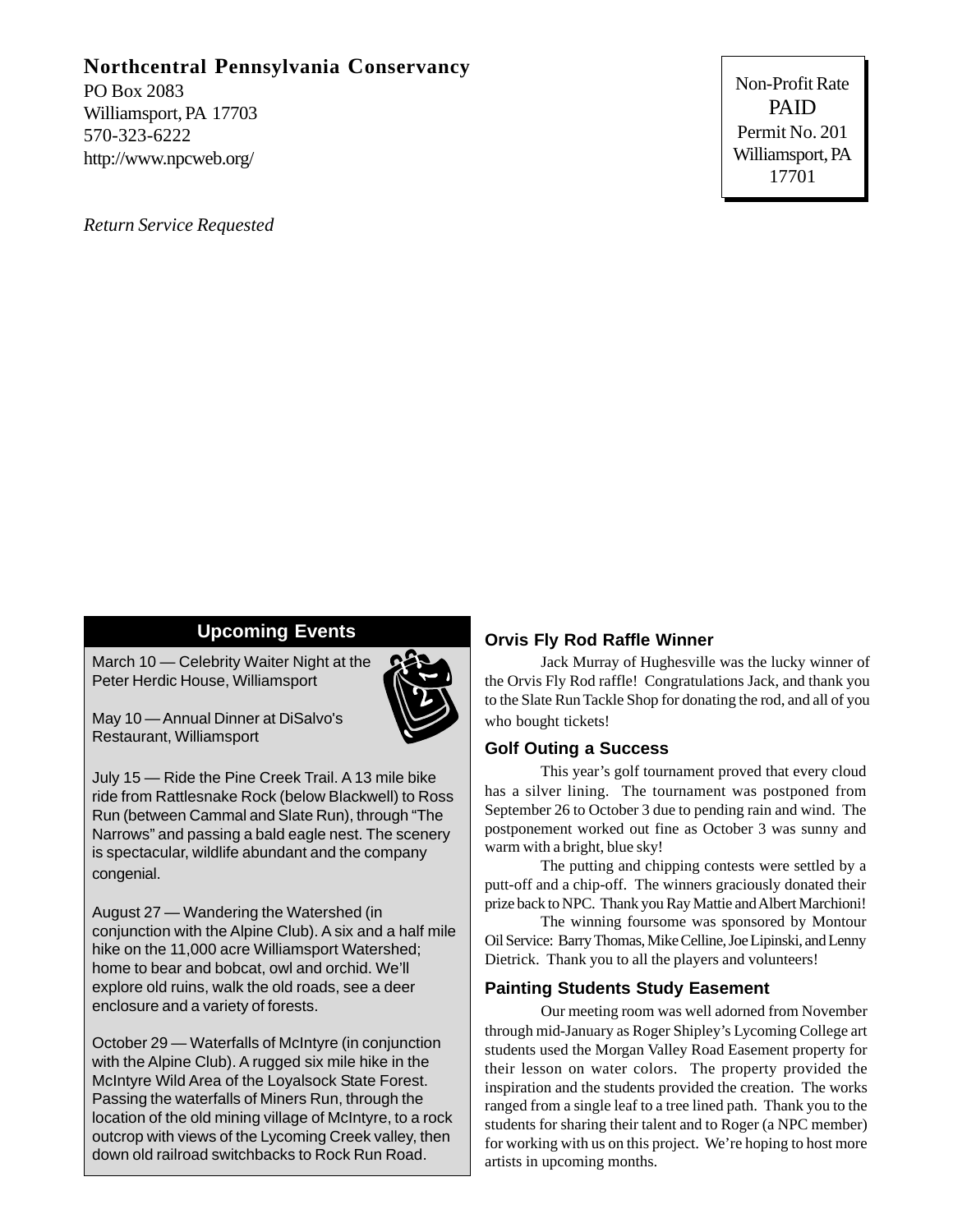**Northcentral Pennsylvania Conservancy**

PO Box 2083
Williamsport, PA 17703
570-323-6222
http://www.npcweb.org/

*Return Service Requested*

Non-Profit Rate
PAID
Permit No. 201
Williamsport, PA
17701

## Upcoming Events

March 10 — Celebrity Waiter Night at the Peter Herdic House, Williamsport

May 10 — Annual Dinner at DiSalvo's Restaurant, Williamsport

July 15 — Ride the Pine Creek Trail. A 13 mile bike ride from Rattlesnake Rock (below Blackwell) to Ross Run (between Cammal and Slate Run), through "The Narrows" and passing a bald eagle nest. The scenery is spectacular, wildlife abundant and the company congenial.

August 27 — Wandering the Watershed (in conjunction with the Alpine Club). A six and a half mile hike on the 11,000 acre Williamsport Watershed; home to bear and bobcat, owl and orchid. We'll explore old ruins, walk the old roads, see a deer enclosure and a variety of forests.

October 29 — Waterfalls of McIntyre (in conjunction with the Alpine Club). A rugged six mile hike in the McIntyre Wild Area of the Loyalsock State Forest. Passing the waterfalls of Miners Run, through the location of the old mining village of McIntyre, to a rock outcrop with views of the Lycoming Creek valley, then down old railroad switchbacks to Rock Run Road.

### Orvis Fly Rod Raffle Winner

Jack Murray of Hughesville was the lucky winner of the Orvis Fly Rod raffle! Congratulations Jack, and thank you to the Slate Run Tackle Shop for donating the rod, and all of you who bought tickets!

### Golf Outing a Success

This year's golf tournament proved that every cloud has a silver lining. The tournament was postponed from September 26 to October 3 due to pending rain and wind. The postponement worked out fine as October 3 was sunny and warm with a bright, blue sky!

The putting and chipping contests were settled by a putt-off and a chip-off. The winners graciously donated their prize back to NPC. Thank you Ray Mattie and Albert Marchioni!

The winning foursome was sponsored by Montour Oil Service: Barry Thomas, Mike Celline, Joe Lipinski, and Lenny Dietrick. Thank you to all the players and volunteers!

### Painting Students Study Easement

Our meeting room was well adorned from November through mid-January as Roger Shipley's Lycoming College art students used the Morgan Valley Road Easement property for their lesson on water colors. The property provided the inspiration and the students provided the creation. The works ranged from a single leaf to a tree lined path. Thank you to the students for sharing their talent and to Roger (a NPC member) for working with us on this project. We're hoping to host more artists in upcoming months.